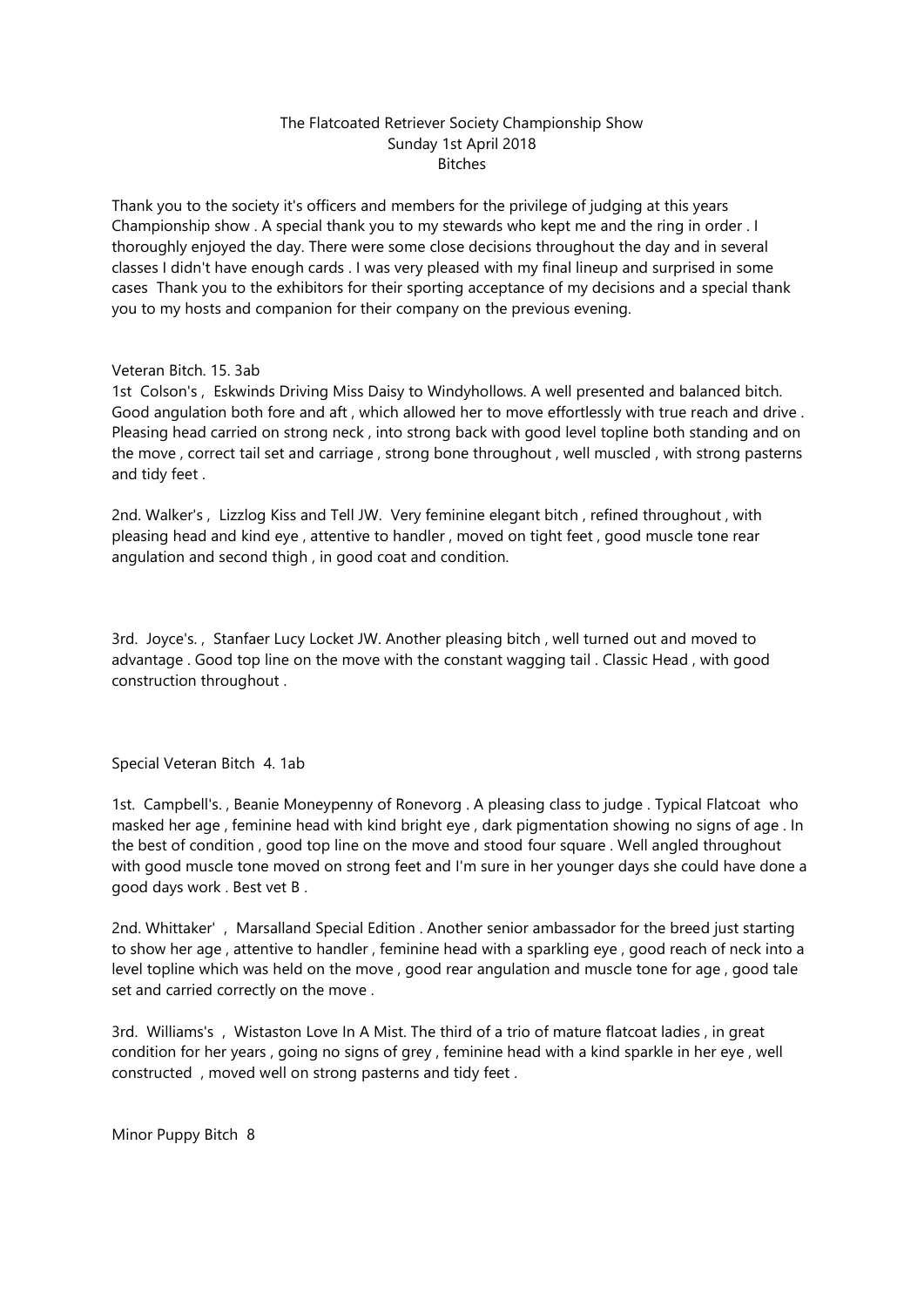# The Flatcoated Retriever Society Championship Show
## Sunday 1st April 2018
## Bitches

Thank you to the society it's officers and members for the privilege of judging at this years Championship show . A special thank you to my stewards who kept me and the ring in order . I thoroughly enjoyed the day. There were some close decisions throughout the day and in several classes I didn't have enough cards . I was very pleased with my final lineup and surprised in some cases Thank you to the exhibitors for their sporting acceptance of my decisions and a special thank you to my hosts and companion for their company on the previous evening.

Veteran Bitch. 15. 3ab

1st Colson's , Eskwinds Driving Miss Daisy to Windyhollows. A well presented and balanced bitch. Good angulation both fore and aft , which allowed her to move effortlessly with true reach and drive . Pleasing head carried on strong neck , into strong back with good level topline both standing and on the move , correct tail set and carriage , strong bone throughout , well muscled , with strong pasterns and tidy feet .

2nd. Walker's , Lizzlog Kiss and Tell JW. Very feminine elegant bitch , refined throughout , with pleasing head and kind eye , attentive to handler , moved on tight feet , good muscle tone rear angulation and second thigh , in good coat and condition.

3rd. Joyce's. , Stanfaer Lucy Locket JW. Another pleasing bitch , well turned out and moved to advantage . Good top line on the move with the constant wagging tail . Classic Head , with good construction throughout .

Special Veteran Bitch 4. 1ab

1st. Campbell's. , Beanie Moneypenny of Ronevorg . A pleasing class to judge . Typical Flatcoat who masked her age , feminine head with kind bright eye , dark pigmentation showing no signs of age . In the best of condition , good top line on the move and stood four square . Well angled throughout with good muscle tone moved on strong feet and I'm sure in her younger days she could have done a good days work . Best vet B .

2nd. Whittaker' , Marsalland Special Edition . Another senior ambassador for the breed just starting to show her age , attentive to handler , feminine head with a sparkling eye , good reach of neck into a level topline which was held on the move , good rear angulation and muscle tone for age , good tale set and carried correctly on the move .

3rd. Williams's , Wistaston Love In A Mist. The third of a trio of mature flatcoat ladies , in great condition for her years , going no signs of grey , feminine head with a kind sparkle in her eye , well constructed , moved well on strong pasterns and tidy feet .

Minor Puppy Bitch 8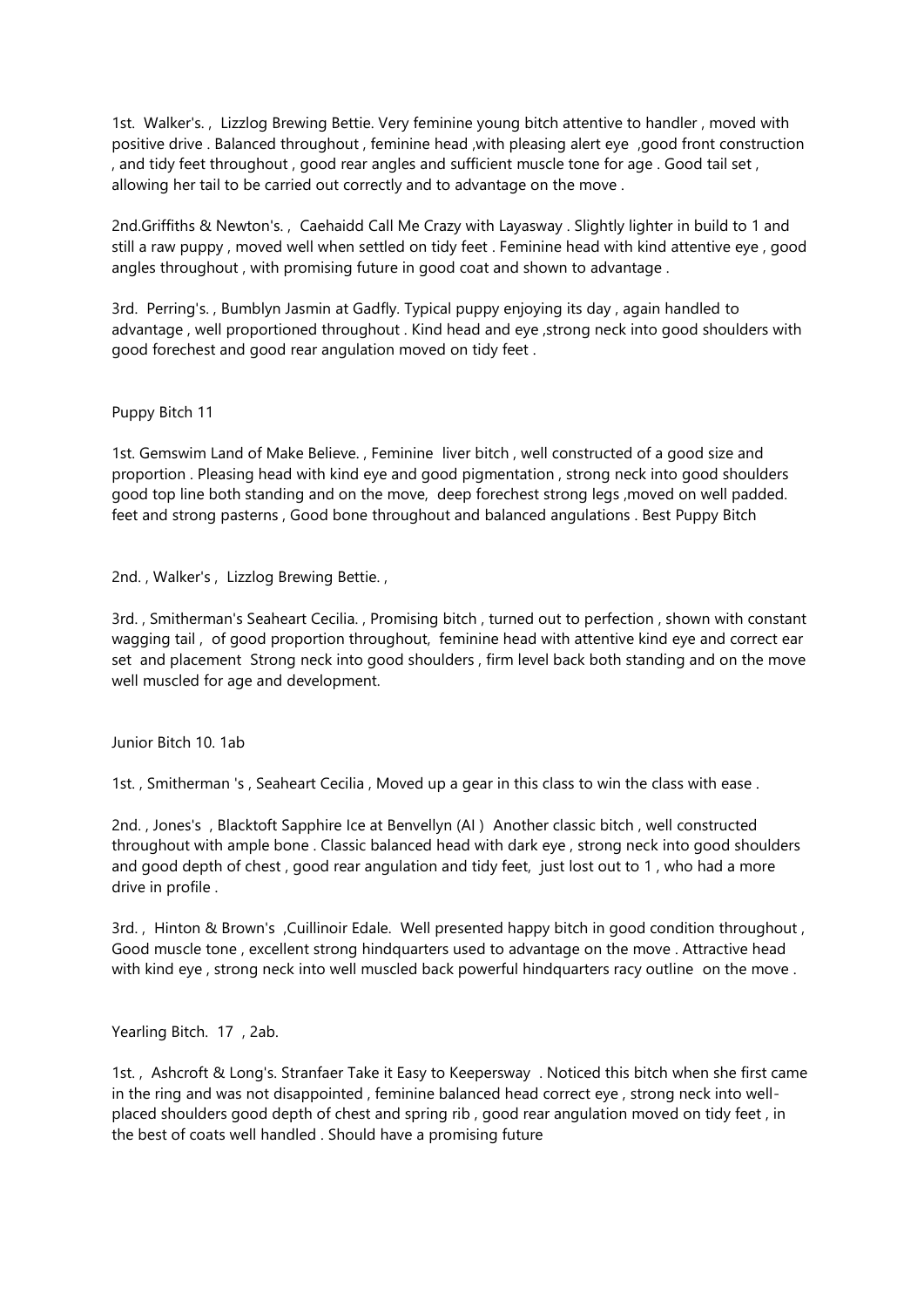1st. Walker's. , Lizzlog Brewing Bettie. Very feminine young bitch attentive to handler , moved with positive drive . Balanced throughout , feminine head ,with pleasing alert eye ,good front construction , and tidy feet throughout , good rear angles and sufficient muscle tone for age . Good tail set , allowing her tail to be carried out correctly and to advantage on the move .

2nd.Griffiths & Newton's. , Caehaidd Call Me Crazy with Layasway . Slightly lighter in build to 1 and still a raw puppy , moved well when settled on tidy feet . Feminine head with kind attentive eye , good angles throughout , with promising future in good coat and shown to advantage .

3rd. Perring's. , Bumblyn Jasmin at Gadfly. Typical puppy enjoying its day , again handled to advantage , well proportioned throughout . Kind head and eye ,strong neck into good shoulders with good forechest and good rear angulation moved on tidy feet .

Puppy Bitch 11

1st. Gemswim Land of Make Believe. , Feminine liver bitch , well constructed of a good size and proportion . Pleasing head with kind eye and good pigmentation , strong neck into good shoulders good top line both standing and on the move, deep forechest strong legs ,moved on well padded. feet and strong pasterns , Good bone throughout and balanced angulations . Best Puppy Bitch

2nd. , Walker's , Lizzlog Brewing Bettie. ,

3rd. , Smitherman's Seaheart Cecilia. , Promising bitch , turned out to perfection , shown with constant wagging tail , of good proportion throughout, feminine head with attentive kind eye and correct ear set and placement Strong neck into good shoulders , firm level back both standing and on the move well muscled for age and development.

Junior Bitch 10. 1ab

1st. , Smitherman 's , Seaheart Cecilia , Moved up a gear in this class to win the class with ease .

2nd. , Jones's , Blacktoft Sapphire Ice at Benvellyn (AI ) Another classic bitch , well constructed throughout with ample bone . Classic balanced head with dark eye , strong neck into good shoulders and good depth of chest , good rear angulation and tidy feet, just lost out to 1 , who had a more drive in profile .

3rd. , Hinton & Brown's ,Cuillinoir Edale. Well presented happy bitch in good condition throughout , Good muscle tone , excellent strong hindquarters used to advantage on the move . Attractive head with kind eye , strong neck into well muscled back powerful hindquarters racy outline on the move .

Yearling Bitch. 17 , 2ab.

1st. , Ashcroft & Long's. Stranfaer Take it Easy to Keepersway . Noticed this bitch when she first came in the ring and was not disappointed , feminine balanced head correct eye , strong neck into well-placed shoulders good depth of chest and spring rib , good rear angulation moved on tidy feet , in the best of coats well handled . Should have a promising future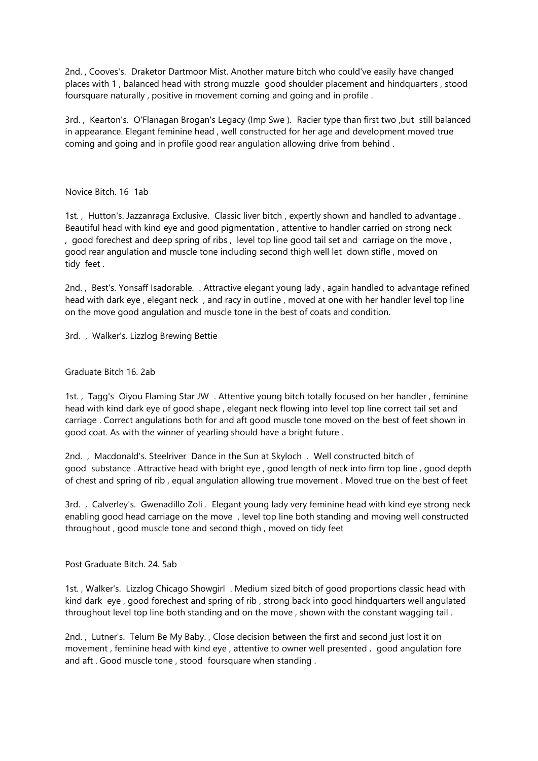2nd. , Cooves's. Draketor Dartmoor Mist. Another mature bitch who could've easily have changed places with 1 , balanced head with strong muzzle good shoulder placement and hindquarters , stood foursquare naturally , positive in movement coming and going and in profile .

3rd. , Kearton's. O'Flanagan Brogan's Legacy (Imp Swe ). Racier type than first two ,but still balanced in appearance. Elegant feminine head , well constructed for her age and development moved true coming and going and in profile good rear angulation allowing drive from behind .

Novice Bitch. 16 1ab

1st. , Hutton's. Jazzanraga Exclusive. Classic liver bitch , expertly shown and handled to advantage . Beautiful head with kind eye and good pigmentation , attentive to handler carried on strong neck , good forechest and deep spring of ribs , level top line good tail set and carriage on the move , good rear angulation and muscle tone including second thigh well let down stifle , moved on tidy feet .

2nd. , Best's. Yonsaff Isadorable. . Attractive elegant young lady , again handled to advantage refined head with dark eye , elegant neck , and racy in outline , moved at one with her handler level top line on the move good angulation and muscle tone in the best of coats and condition.

3rd. , Walker's. Lizzlog Brewing Bettie

Graduate Bitch 16. 2ab

1st. , Tagg's Oiyou Flaming Star JW . Attentive young bitch totally focused on her handler , feminine head with kind dark eye of good shape , elegant neck flowing into level top line correct tail set and carriage . Correct angulations both for and aft good muscle tone moved on the best of feet shown in good coat. As with the winner of yearling should have a bright future .

2nd. , Macdonald's. Steelriver Dance in the Sun at Skyloch . Well constructed bitch of good substance . Attractive head with bright eye , good length of neck into firm top line , good depth of chest and spring of rib , equal angulation allowing true movement . Moved true on the best of feet

3rd. , Calverley's. Gwenadillo Zoli . Elegant young lady very feminine head with kind eye strong neck enabling good head carriage on the move , level top line both standing and moving well constructed throughout , good muscle tone and second thigh , moved on tidy feet

Post Graduate Bitch. 24. 5ab

1st. , Walker's. Lizzlog Chicago Showgirl . Medium sized bitch of good proportions classic head with kind dark eye , good forechest and spring of rib , strong back into good hindquarters well angulated throughout level top line both standing and on the move , shown with the constant wagging tail .

2nd. , Lutner's. Telurn Be My Baby. , Close decision between the first and second just lost it on movement , feminine head with kind eye , attentive to owner well presented , good angulation fore and aft . Good muscle tone , stood foursquare when standing .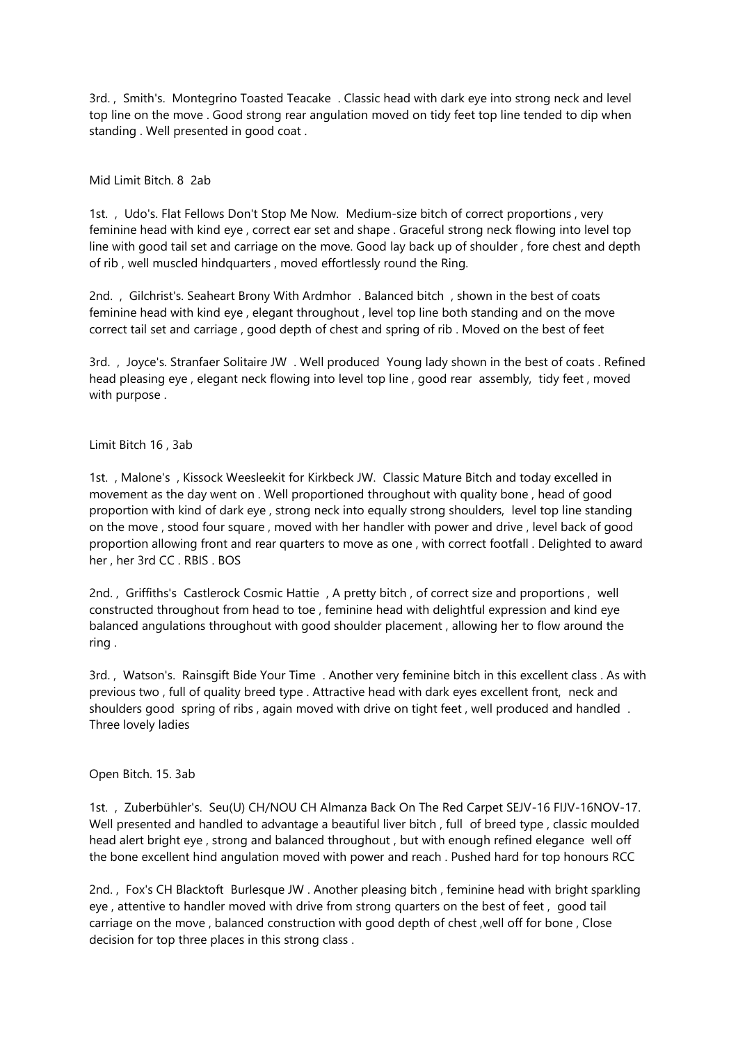3rd. , Smith's. Montegrino Toasted Teacake . Classic head with dark eye into strong neck and level top line on the move . Good strong rear angulation moved on tidy feet top line tended to dip when standing . Well presented in good coat .

Mid Limit Bitch. 8 2ab

1st. , Udo's. Flat Fellows Don't Stop Me Now. Medium-size bitch of correct proportions , very feminine head with kind eye , correct ear set and shape . Graceful strong neck flowing into level top line with good tail set and carriage on the move. Good lay back up of shoulder , fore chest and depth of rib , well muscled hindquarters , moved effortlessly round the Ring.

2nd. , Gilchrist's. Seaheart Brony With Ardmhor . Balanced bitch , shown in the best of coats feminine head with kind eye , elegant throughout , level top line both standing and on the move correct tail set and carriage , good depth of chest and spring of rib . Moved on the best of feet

3rd. , Joyce's. Stranfaer Solitaire JW . Well produced Young lady shown in the best of coats . Refined head pleasing eye , elegant neck flowing into level top line , good rear assembly, tidy feet , moved with purpose .

Limit Bitch 16 , 3ab

1st. , Malone's , Kissock Weesleekit for Kirkbeck JW. Classic Mature Bitch and today excelled in movement as the day went on . Well proportioned throughout with quality bone , head of good proportion with kind of dark eye , strong neck into equally strong shoulders, level top line standing on the move , stood four square , moved with her handler with power and drive , level back of good proportion allowing front and rear quarters to move as one , with correct footfall . Delighted to award her , her 3rd CC . RBIS . BOS

2nd. , Griffiths's Castlerock Cosmic Hattie , A pretty bitch , of correct size and proportions , well constructed throughout from head to toe , feminine head with delightful expression and kind eye balanced angulations throughout with good shoulder placement , allowing her to flow around the ring .

3rd. , Watson's. Rainsgift Bide Your Time . Another very feminine bitch in this excellent class . As with previous two , full of quality breed type . Attractive head with dark eyes excellent front, neck and shoulders good spring of ribs , again moved with drive on tight feet , well produced and handled . Three lovely ladies

Open Bitch. 15. 3ab

1st. , Zuberbühler's. Seu(U) CH/NOU CH Almanza Back On The Red Carpet SEJV-16 FIJV-16NOV-17. Well presented and handled to advantage a beautiful liver bitch , full of breed type , classic moulded head alert bright eye , strong and balanced throughout , but with enough refined elegance well off the bone excellent hind angulation moved with power and reach . Pushed hard for top honours RCC

2nd. , Fox's CH Blacktoft Burlesque JW . Another pleasing bitch , feminine head with bright sparkling eye , attentive to handler moved with drive from strong quarters on the best of feet , good tail carriage on the move , balanced construction with good depth of chest ,well off for bone , Close decision for top three places in this strong class .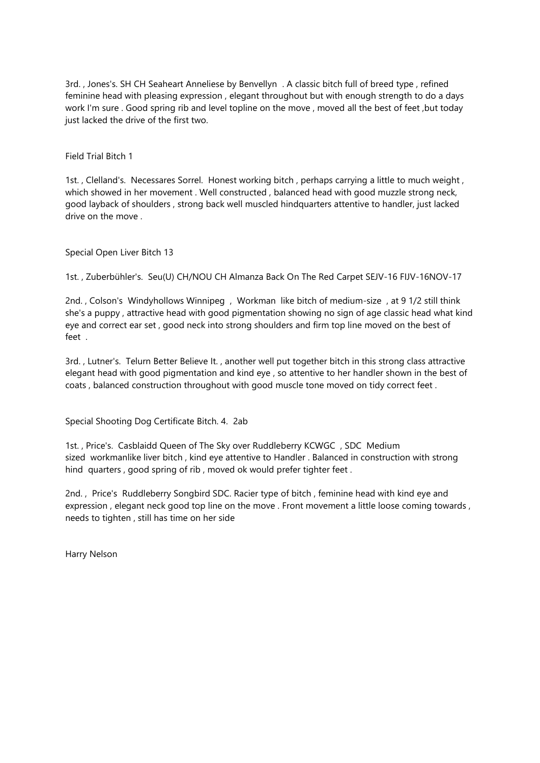3rd. , Jones's. SH CH Seaheart Anneliese by Benvellyn . A classic bitch full of breed type , refined feminine head with pleasing expression , elegant throughout but with enough strength to do a days work I'm sure . Good spring rib and level topline on the move , moved all the best of feet ,but today just lacked the drive of the first two.

Field Trial Bitch 1

1st. , Clelland's. Necessares Sorrel. Honest working bitch , perhaps carrying a little to much weight , which showed in her movement . Well constructed , balanced head with good muzzle strong neck, good layback of shoulders , strong back well muscled hindquarters attentive to handler, just lacked drive on the move .

Special Open Liver Bitch 13

1st. , Zuberbühler's. Seu(U) CH/NOU CH Almanza Back On The Red Carpet SEJV-16 FIJV-16NOV-17

2nd. , Colson's Windyhollows Winnipeg , Workman like bitch of medium-size , at 9 1/2 still think she's a puppy , attractive head with good pigmentation showing no sign of age classic head what kind eye and correct ear set , good neck into strong shoulders and firm top line moved on the best of feet .

3rd. , Lutner's. Telurn Better Believe It. , another well put together bitch in this strong class attractive elegant head with good pigmentation and kind eye , so attentive to her handler shown in the best of coats , balanced construction throughout with good muscle tone moved on tidy correct feet .

Special Shooting Dog Certificate Bitch. 4. 2ab

1st. , Price's. Casblaidd Queen of The Sky over Ruddleberry KCWGC , SDC Medium sized workmanlike liver bitch , kind eye attentive to Handler . Balanced in construction with strong hind quarters , good spring of rib , moved ok would prefer tighter feet .

2nd. , Price's Ruddleberry Songbird SDC. Racier type of bitch , feminine head with kind eye and expression , elegant neck good top line on the move . Front movement a little loose coming towards , needs to tighten , still has time on her side

Harry Nelson